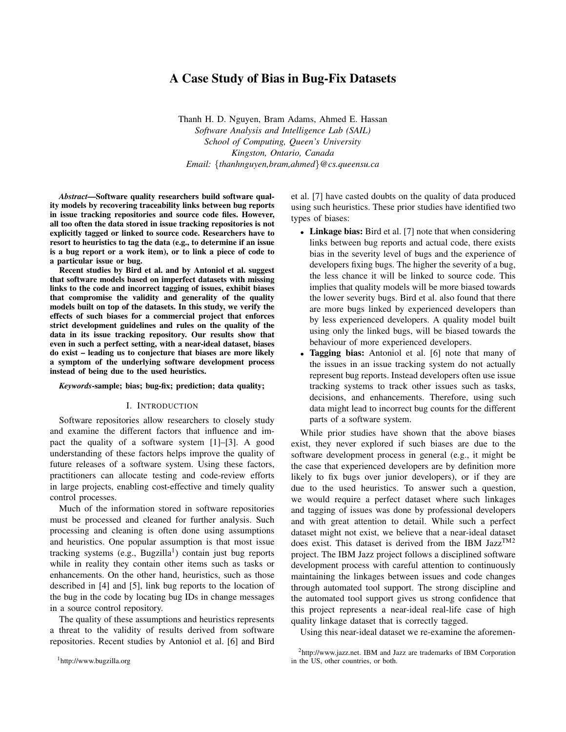# A Case Study of Bias in Bug-Fix Datasets

Thanh H. D. Nguyen, Bram Adams, Ahmed E. Hassan
*Software Analysis and Intelligence Lab (SAIL)*
*School of Computing, Queen's University*
*Kingston, Ontario, Canada*
*Email: {thanhnguyen,bram,ahmed}@cs.queensu.ca*

***Abstract*—Software quality researchers build software quality models by recovering traceability links between bug reports in issue tracking repositories and source code files. However, all too often the data stored in issue tracking repositories is not explicitly tagged or linked to source code. Researchers have to resort to heuristics to tag the data (e.g., to determine if an issue is a bug report or a work item), or to link a piece of code to a particular issue or bug.**

**Recent studies by Bird et al. and by Antoniol et al. suggest that software models based on imperfect datasets with missing links to the code and incorrect tagging of issues, exhibit biases that compromise the validity and generality of the quality models built on top of the datasets. In this study, we verify the effects of such biases for a commercial project that enforces strict development guidelines and rules on the quality of the data in its issue tracking repository. Our results show that even in such a perfect setting, with a near-ideal dataset, biases do exist – leading us to conjecture that biases are more likely a symptom of the underlying software development process instead of being due to the used heuristics.**

***Keywords*-sample; bias; bug-fix; prediction; data quality;**

## I. Introduction

Software repositories allow researchers to closely study and examine the different factors that influence and impact the quality of a software system [1]–[3]. A good understanding of these factors helps improve the quality of future releases of a software system. Using these factors, practitioners can allocate testing and code-review efforts in large projects, enabling cost-effective and timely quality control processes.

Much of the information stored in software repositories must be processed and cleaned for further analysis. Such processing and cleaning is often done using assumptions and heuristics. One popular assumption is that most issue tracking systems (e.g., Bugzilla[1]) contain just bug reports while in reality they contain other items such as tasks or enhancements. On the other hand, heuristics, such as those described in [4] and [5], link bug reports to the location of the bug in the code by locating bug IDs in change messages in a source control repository.

The quality of these assumptions and heuristics represents a threat to the validity of results derived from software repositories. Recent studies by Antoniol et al. [6] and Bird et al. [7] have casted doubts on the quality of data produced using such heuristics. These prior studies have identified two types of biases:

- **Linkage bias:** Bird et al. [7] note that when considering links between bug reports and actual code, there exists bias in the severity level of bugs and the experience of developers fixing bugs. The higher the severity of a bug, the less chance it will be linked to source code. This implies that quality models will be more biased towards the lower severity bugs. Bird et al. also found that there are more bugs linked by experienced developers than by less experienced developers. A quality model built using only the linked bugs, will be biased towards the behaviour of more experienced developers.
- **Tagging bias:** Antoniol et al. [6] note that many of the issues in an issue tracking system do not actually represent bug reports. Instead developers often use issue tracking systems to track other issues such as tasks, decisions, and enhancements. Therefore, using such data might lead to incorrect bug counts for the different parts of a software system.

While prior studies have shown that the above biases exist, they never explored if such biases are due to the software development process in general (e.g., it might be the case that experienced developers are by definition more likely to fix bugs over junior developers), or if they are due to the used heuristics. To answer such a question, we would require a perfect dataset where such linkages and tagging of issues was done by professional developers and with great attention to detail. While such a perfect dataset might not exist, we believe that a near-ideal dataset does exist. This dataset is derived from the IBM Jazz™[2] project. The IBM Jazz project follows a disciplined software development process with careful attention to continuously maintaining the linkages between issues and code changes through automated tool support. The strong discipline and the automated tool support gives us strong confidence that this project represents a near-ideal real-life case of high quality linkage dataset that is correctly tagged.

Using this near-ideal dataset we re-examine the aforemen-

[1]http://www.bugzilla.org

[2]http://www.jazz.net. IBM and Jazz are trademarks of IBM Corporation in the US, other countries, or both.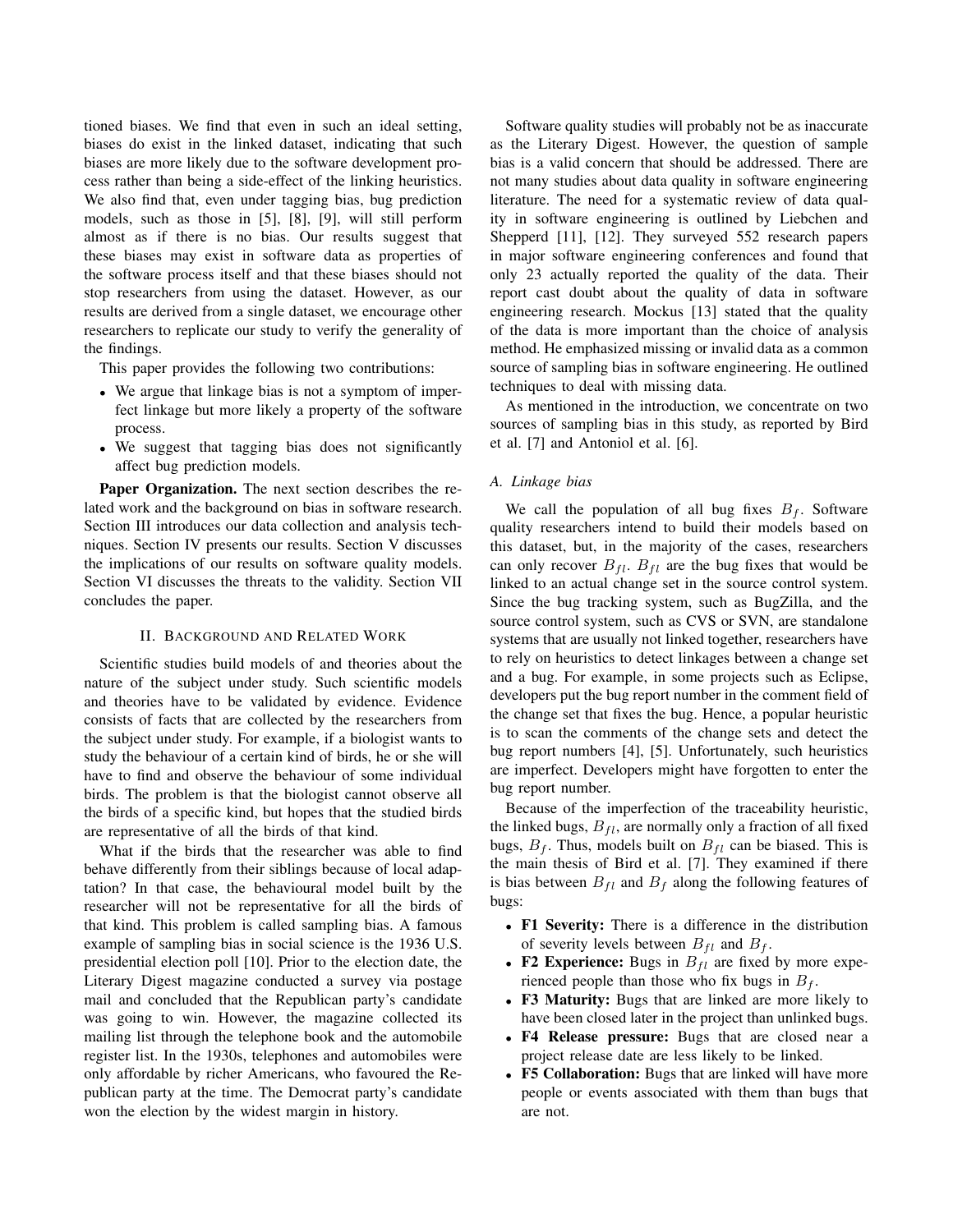tioned biases. We find that even in such an ideal setting, biases do exist in the linked dataset, indicating that such biases are more likely due to the software development process rather than being a side-effect of the linking heuristics. We also find that, even under tagging bias, bug prediction models, such as those in [5], [8], [9], will still perform almost as if there is no bias. Our results suggest that these biases may exist in software data as properties of the software process itself and that these biases should not stop researchers from using the dataset. However, as our results are derived from a single dataset, we encourage other researchers to replicate our study to verify the generality of the findings.

This paper provides the following two contributions:

- We argue that linkage bias is not a symptom of imperfect linkage but more likely a property of the software process.
- We suggest that tagging bias does not significantly affect bug prediction models.

**Paper Organization.** The next section describes the related work and the background on bias in software research. Section III introduces our data collection and analysis techniques. Section IV presents our results. Section V discusses the implications of our results on software quality models. Section VI discusses the threats to the validity. Section VII concludes the paper.

## II. Background and Related Work

Scientific studies build models of and theories about the nature of the subject under study. Such scientific models and theories have to be validated by evidence. Evidence consists of facts that are collected by the researchers from the subject under study. For example, if a biologist wants to study the behaviour of a certain kind of birds, he or she will have to find and observe the behaviour of some individual birds. The problem is that the biologist cannot observe all the birds of a specific kind, but hopes that the studied birds are representative of all the birds of that kind.

What if the birds that the researcher was able to find behave differently from their siblings because of local adaptation? In that case, the behavioural model built by the researcher will not be representative for all the birds of that kind. This problem is called sampling bias. A famous example of sampling bias in social science is the 1936 U.S. presidential election poll [10]. Prior to the election date, the Literary Digest magazine conducted a survey via postage mail and concluded that the Republican party's candidate was going to win. However, the magazine collected its mailing list through the telephone book and the automobile register list. In the 1930s, telephones and automobiles were only affordable by richer Americans, who favoured the Republican party at the time. The Democrat party's candidate won the election by the widest margin in history.

Software quality studies will probably not be as inaccurate as the Literary Digest. However, the question of sample bias is a valid concern that should be addressed. There are not many studies about data quality in software engineering literature. The need for a systematic review of data quality in software engineering is outlined by Liebchen and Shepperd [11], [12]. They surveyed 552 research papers in major software engineering conferences and found that only 23 actually reported the quality of the data. Their report cast doubt about the quality of data in software engineering research. Mockus [13] stated that the quality of the data is more important than the choice of analysis method. He emphasized missing or invalid data as a common source of sampling bias in software engineering. He outlined techniques to deal with missing data.

As mentioned in the introduction, we concentrate on two sources of sampling bias in this study, as reported by Bird et al. [7] and Antoniol et al. [6].

### A. Linkage bias

We call the population of all bug fixes $B_f$. Software quality researchers intend to build their models based on this dataset, but, in the majority of the cases, researchers can only recover $B_{fl}$. $B_{fl}$ are the bug fixes that would be linked to an actual change set in the source control system. Since the bug tracking system, such as BugZilla, and the source control system, such as CVS or SVN, are standalone systems that are usually not linked together, researchers have to rely on heuristics to detect linkages between a change set and a bug. For example, in some projects such as Eclipse, developers put the bug report number in the comment field of the change set that fixes the bug. Hence, a popular heuristic is to scan the comments of the change sets and detect the bug report numbers [4], [5]. Unfortunately, such heuristics are imperfect. Developers might have forgotten to enter the bug report number.

Because of the imperfection of the traceability heuristic, the linked bugs, $B_{fl}$, are normally only a fraction of all fixed bugs, $B_f$. Thus, models built on $B_{fl}$ can be biased. This is the main thesis of Bird et al. [7]. They examined if there is bias between $B_{fl}$ and $B_f$ along the following features of bugs:

- **F1 Severity:** There is a difference in the distribution of severity levels between $B_{fl}$ and $B_f$.
- **F2 Experience:** Bugs in $B_{fl}$ are fixed by more experienced people than those who fix bugs in $B_f$.
- **F3 Maturity:** Bugs that are linked are more likely to have been closed later in the project than unlinked bugs.
- **F4 Release pressure:** Bugs that are closed near a project release date are less likely to be linked.
- **F5 Collaboration:** Bugs that are linked will have more people or events associated with them than bugs that are not.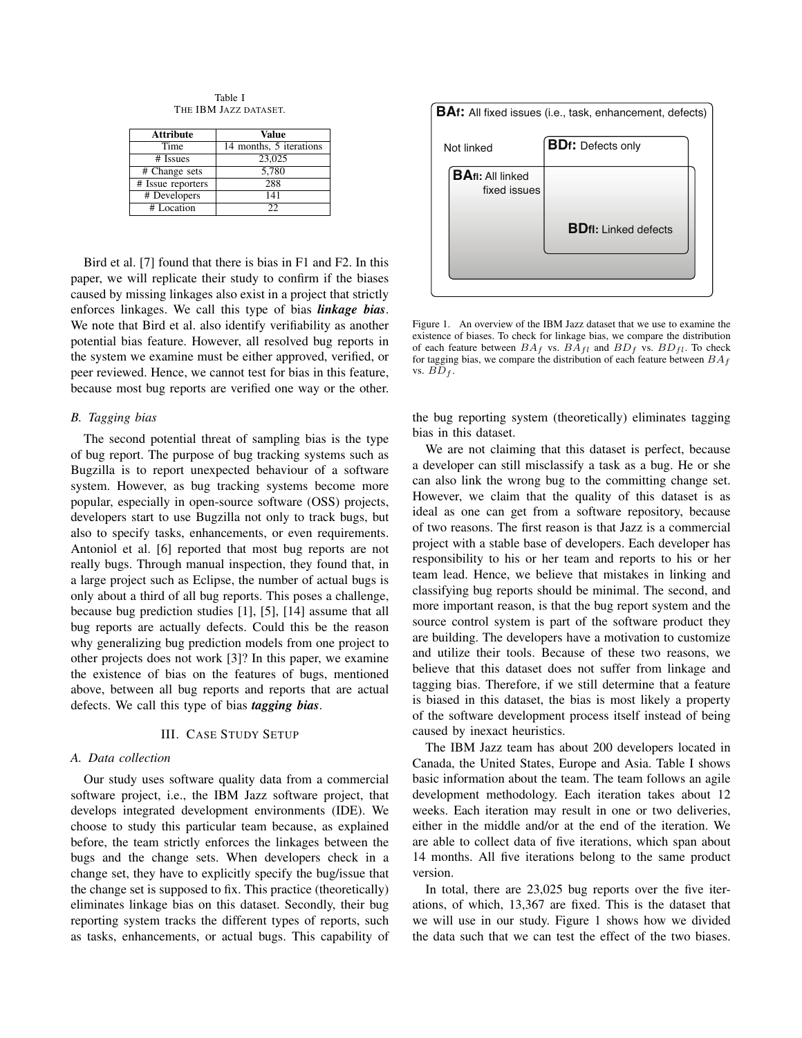Table I
THE IBM JAZZ DATASET.

| Attribute | Value |
|---|---|
| Time | 14 months, 5 iterations |
| # Issues | 23,025 |
| # Change sets | 5,780 |
| # Issue reporters | 288 |
| # Developers | 141 |
| # Location | 22 |

Bird et al. [7] found that there is bias in F1 and F2. In this paper, we will replicate their study to confirm if the biases caused by missing linkages also exist in a project that strictly enforces linkages. We call this type of bias ***linkage bias***. We note that Bird et al. also identify verifiability as another potential bias feature. However, all resolved bug reports in the system we examine must be either approved, verified, or peer reviewed. Hence, we cannot test for bias in this feature, because most bug reports are verified one way or the other.

### B. Tagging bias

The second potential threat of sampling bias is the type of bug report. The purpose of bug tracking systems such as Bugzilla is to report unexpected behaviour of a software system. However, as bug tracking systems become more popular, especially in open-source software (OSS) projects, developers start to use Bugzilla not only to track bugs, but also to specify tasks, enhancements, or even requirements. Antoniol et al. [6] reported that most bug reports are not really bugs. Through manual inspection, they found that, in a large project such as Eclipse, the number of actual bugs is only about a third of all bug reports. This poses a challenge, because bug prediction studies [1], [5], [14] assume that all bug reports are actually defects. Could this be the reason why generalizing bug prediction models from one project to other projects does not work [3]? In this paper, we examine the existence of bias on the features of bugs, mentioned above, between all bug reports and reports that are actual defects. We call this type of bias ***tagging bias***.

## III. CASE STUDY SETUP

### A. Data collection

Our study uses software quality data from a commercial software project, i.e., the IBM Jazz software project, that develops integrated development environments (IDE). We choose to study this particular team because, as explained before, the team strictly enforces the linkages between the bugs and the change sets. When developers check in a change set, they have to explicitly specify the bug/issue that the change set is supposed to fix. This practice (theoretically) eliminates linkage bias on this dataset. Secondly, their bug reporting system tracks the different types of reports, such as tasks, enhancements, or actual bugs. This capability of the bug reporting system (theoretically) eliminates tagging bias in this dataset.

We are not claiming that this dataset is perfect, because a developer can still misclassify a task as a bug. He or she can also link the wrong bug to the committing change set. However, we claim that the quality of this dataset is as ideal as one can get from a software repository, because of two reasons. The first reason is that Jazz is a commercial project with a stable base of developers. Each developer has responsibility to his or her team and reports to his or her team lead. Hence, we believe that mistakes in linking and classifying bug reports should be minimal. The second, and more important reason, is that the bug report system and the source control system is part of the software product they are building. The developers have a motivation to customize and utilize their tools. Because of these two reasons, we believe that this dataset does not suffer from linkage and tagging bias. Therefore, if we still determine that a feature is biased in this dataset, the bias is most likely a property of the software development process itself instead of being caused by inexact heuristics.

The IBM Jazz team has about 200 developers located in Canada, the United States, Europe and Asia. Table I shows basic information about the team. The team follows an agile development methodology. Each iteration takes about 12 weeks. Each iteration may result in one or two deliveries, either in the middle and/or at the end of the iteration. We are able to collect data of five iterations, which span about 14 months. All five iterations belong to the same product version.

In total, there are 23,025 bug reports over the five iterations, of which, 13,367 are fixed. This is the dataset that we will use in our study. Figure 1 shows how we divided the data such that we can test the effect of the two biases.

**BAf:** All fixed issues (i.e., task, enhancement, defects)

Not linked

**BDf:** Defects only

**BAfl:** All linked fixed issues

**BDfl:** Linked defects

Figure 1. An overview of the IBM Jazz dataset that we use to examine the existence of biases. To check for linkage bias, we compare the distribution of each feature between $BA_f$ vs. $BA_{fl}$ and $BD_f$ vs. $BD_{fl}$. To check for tagging bias, we compare the distribution of each feature between $BA_f$ vs. $BD_f$.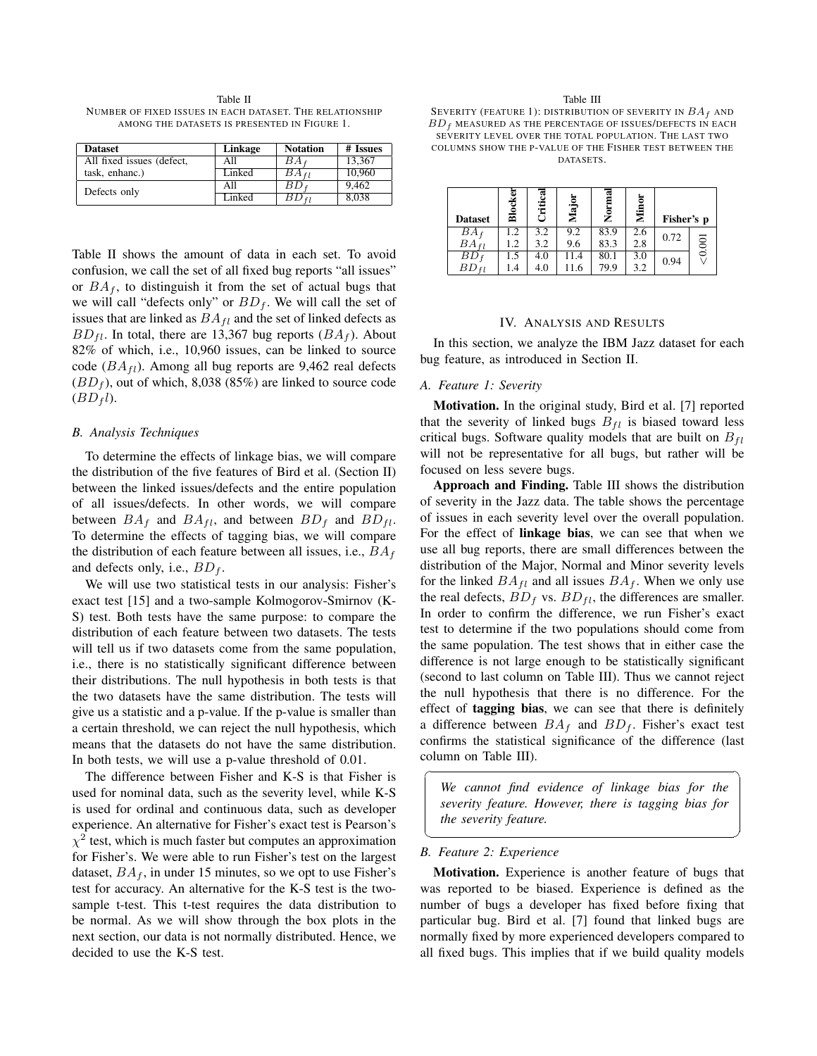Table II
NUMBER OF FIXED ISSUES IN EACH DATASET. THE RELATIONSHIP AMONG THE DATASETS IS PRESENTED IN FIGURE 1.

| Dataset | Linkage | Notation | # Issues |
|---|---|---|---|
| All fixed issues (defect, task, enhanc.) | All | $BA_f$ | 13,367 |
| | Linked | $BA_{fl}$ | 10,960 |
| Defects only | All | $BD_f$ | 9,462 |
| | Linked | $BD_{fl}$ | 8,038 |

Table II shows the amount of data in each set. To avoid confusion, we call the set of all fixed bug reports "all issues" or $BA_f$, to distinguish it from the set of actual bugs that we will call "defects only" or $BD_f$. We will call the set of issues that are linked as $BA_{fl}$ and the set of linked defects as $BD_{fl}$. In total, there are 13,367 bug reports ($BA_f$). About 82% of which, i.e., 10,960 issues, can be linked to source code ($BA_{fl}$). Among all bug reports are 9,462 real defects ($BD_f$), out of which, 8,038 (85%) are linked to source code ($BD_f l$).

### B. Analysis Techniques

To determine the effects of linkage bias, we will compare the distribution of the five features of Bird et al. (Section II) between the linked issues/defects and the entire population of all issues/defects. In other words, we will compare between $BA_f$ and $BA_{fl}$, and between $BD_f$ and $BD_{fl}$. To determine the effects of tagging bias, we will compare the distribution of each feature between all issues, i.e., $BA_f$ and defects only, i.e., $BD_f$.

We will use two statistical tests in our analysis: Fisher's exact test [15] and a two-sample Kolmogorov-Smirnov (K-S) test. Both tests have the same purpose: to compare the distribution of each feature between two datasets. The tests will tell us if two datasets come from the same population, i.e., there is no statistically significant difference between their distributions. The null hypothesis in both tests is that the two datasets have the same distribution. The tests will give us a statistic and a p-value. If the p-value is smaller than a certain threshold, we can reject the null hypothesis, which means that the datasets do not have the same distribution. In both tests, we will use a p-value threshold of 0.01.

The difference between Fisher and K-S is that Fisher is used for nominal data, such as the severity level, while K-S is used for ordinal and continuous data, such as developer experience. An alternative for Fisher's exact test is Pearson's $\chi^2$ test, which is much faster but computes an approximation for Fisher's. We were able to run Fisher's test on the largest dataset, $BA_f$, in under 15 minutes, so we opt to use Fisher's test for accuracy. An alternative for the K-S test is the two-sample t-test. This t-test requires the data distribution to be normal. As we will show through the box plots in the next section, our data is not normally distributed. Hence, we decided to use the K-S test.

Table III
SEVERITY (FEATURE 1): DISTRIBUTION OF SEVERITY IN $BA_f$ AND $BD_f$ MEASURED AS THE PERCENTAGE OF ISSUES/DEFECTS IN EACH SEVERITY LEVEL OVER THE TOTAL POPULATION. THE LAST TWO COLUMNS SHOW THE P-VALUE OF THE FISHER TEST BETWEEN THE DATASETS.

| Dataset | Blocker | Critical | Major | Normal | Minor | Fisher's p | |
|---|---|---|---|---|---|---|---|
| $BA_f$ | 1.2 | 3.2 | 9.2 | 83.9 | 2.6 | 0.72 | <0.001 |
| $BA_{fl}$ | 1.2 | 3.2 | 9.6 | 83.3 | 2.8 | | |
| $BD_f$ | 1.5 | 4.0 | 11.4 | 80.1 | 3.0 | 0.94 | |
| $BD_{fl}$ | 1.4 | 4.0 | 11.6 | 79.9 | 3.2 | | |

## IV. ANALYSIS AND RESULTS

In this section, we analyze the IBM Jazz dataset for each bug feature, as introduced in Section II.

### A. Feature 1: Severity

**Motivation.** In the original study, Bird et al. [7] reported that the severity of linked bugs $B_{fl}$ is biased toward less critical bugs. Software quality models that are built on $B_{fl}$ will not be representative for all bugs, but rather will be focused on less severe bugs.

**Approach and Finding.** Table III shows the distribution of severity in the Jazz data. The table shows the percentage of issues in each severity level over the overall population. For the effect of **linkage bias**, we can see that when we use all bug reports, there are small differences between the distribution of the Major, Normal and Minor severity levels for the linked $BA_{fl}$ and all issues $BA_f$. When we only use the real defects, $BD_f$ vs. $BD_{fl}$, the differences are smaller. In order to confirm the difference, we run Fisher's exact test to determine if the two populations should come from the same population. The test shows that in either case the difference is not large enough to be statistically significant (second to last column on Table III). Thus we cannot reject the null hypothesis that there is no difference. For the effect of **tagging bias**, we can see that there is definitely a difference between $BA_f$ and $BD_f$. Fisher's exact test confirms the statistical significance of the difference (last column on Table III).

*We cannot find evidence of linkage bias for the severity feature. However, there is tagging bias for the severity feature.*

### B. Feature 2: Experience

**Motivation.** Experience is another feature of bugs that was reported to be biased. Experience is defined as the number of bugs a developer has fixed before fixing that particular bug. Bird et al. [7] found that linked bugs are normally fixed by more experienced developers compared to all fixed bugs. This implies that if we build quality models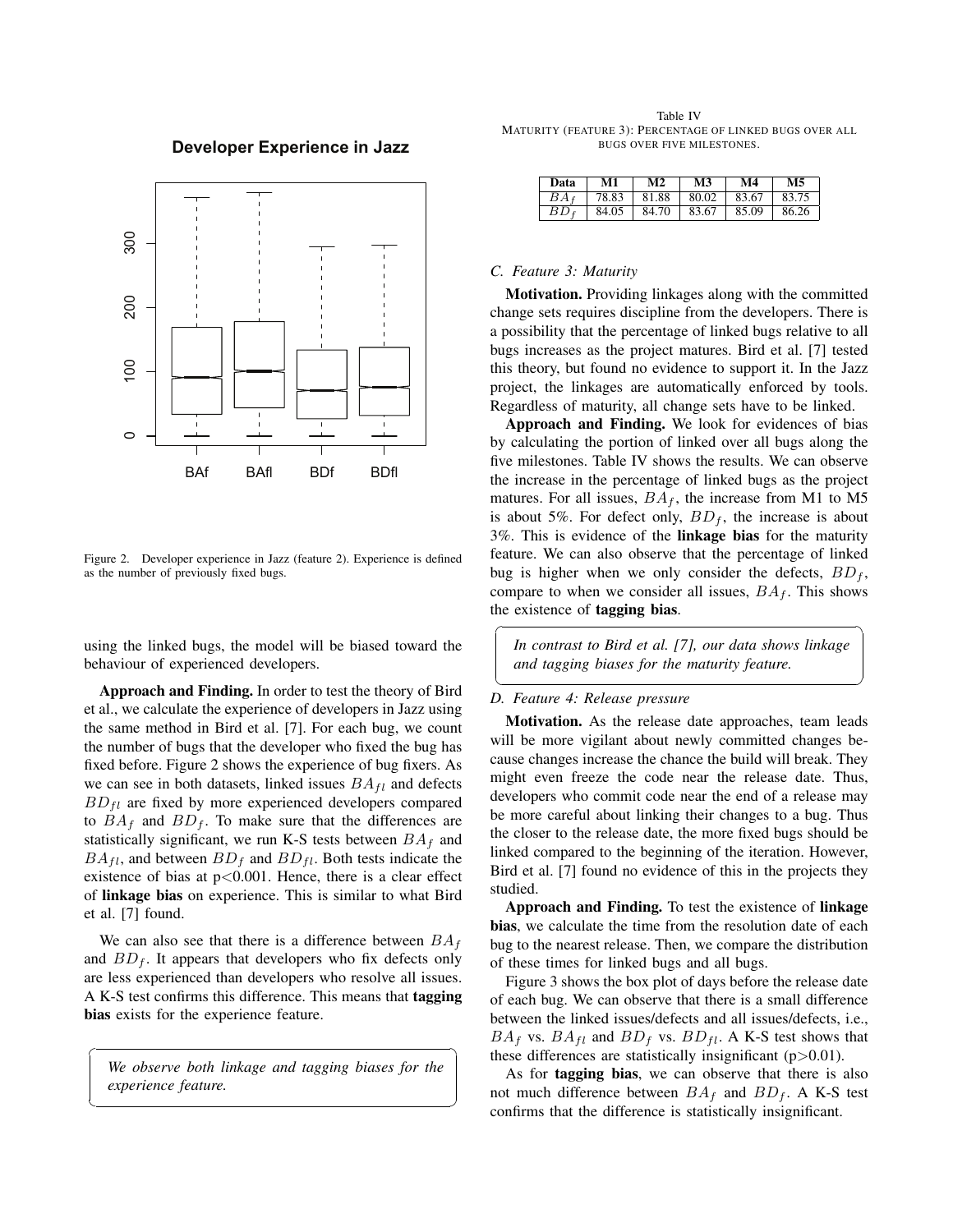Figure 2. Developer experience in Jazz (feature 2). Experience is defined as the number of previously fixed bugs.

using the linked bugs, the model will be biased toward the behaviour of experienced developers.

**Approach and Finding.** In order to test the theory of Bird et al., we calculate the experience of developers in Jazz using the same method in Bird et al. [7]. For each bug, we count the number of bugs that the developer who fixed the bug has fixed before. Figure 2 shows the experience of bug fixers. As we can see in both datasets, linked issues $BA_{fl}$ and defects $BD_{fl}$ are fixed by more experienced developers compared to $BA_f$ and $BD_f$. To make sure that the differences are statistically significant, we run K-S tests between $BA_f$ and $BA_{fl}$, and between $BD_f$ and $BD_{fl}$. Both tests indicate the existence of bias at $p<0.001$. Hence, there is a clear effect of **linkage bias** on experience. This is similar to what Bird et al. [7] found.

We can also see that there is a difference between $BA_f$ and $BD_f$. It appears that developers who fix defects only are less experienced than developers who resolve all issues. A K-S test confirms this difference. This means that **tagging bias** exists for the experience feature.

> *We observe both linkage and tagging biases for the experience feature.*

Table IV
MATURITY (FEATURE 3): PERCENTAGE OF LINKED BUGS OVER ALL BUGS OVER FIVE MILESTONES.

| Data | M1 | M2 | M3 | M4 | M5 |
|---|---|---|---|---|---|
| $BA_f$ | 78.83 | 81.88 | 80.02 | 83.67 | 83.75 |
| $BD_f$ | 84.05 | 84.70 | 83.67 | 85.09 | 86.26 |

### C. Feature 3: Maturity

**Motivation.** Providing linkages along with the committed change sets requires discipline from the developers. There is a possibility that the percentage of linked bugs relative to all bugs increases as the project matures. Bird et al. [7] tested this theory, but found no evidence to support it. In the Jazz project, the linkages are automatically enforced by tools. Regardless of maturity, all change sets have to be linked.

**Approach and Finding.** We look for evidences of bias by calculating the portion of linked over all bugs along the five milestones. Table IV shows the results. We can observe the increase in the percentage of linked bugs as the project matures. For all issues, $BA_f$, the increase from M1 to M5 is about 5%. For defect only, $BD_f$, the increase is about 3%. This is evidence of the **linkage bias** for the maturity feature. We can also observe that the percentage of linked bug is higher when we only consider the defects, $BD_f$, compare to when we consider all issues, $BA_f$. This shows the existence of **tagging bias**.

> *In contrast to Bird et al. [7], our data shows linkage and tagging biases for the maturity feature.*

### D. Feature 4: Release pressure

**Motivation.** As the release date approaches, team leads will be more vigilant about newly committed changes because changes increase the chance the build will break. They might even freeze the code near the release date. Thus, developers who commit code near the end of a release may be more careful about linking their changes to a bug. Thus the closer to the release date, the more fixed bugs should be linked compared to the beginning of the iteration. However, Bird et al. [7] found no evidence of this in the projects they studied.

**Approach and Finding.** To test the existence of **linkage bias**, we calculate the time from the resolution date of each bug to the nearest release. Then, we compare the distribution of these times for linked bugs and all bugs.

Figure 3 shows the box plot of days before the release date of each bug. We can observe that there is a small difference between the linked issues/defects and all issues/defects, i.e., $BA_f$ vs. $BA_{fl}$ and $BD_f$ vs. $BD_{fl}$. A K-S test shows that these differences are statistically insignificant ($p>0.01$).

As for **tagging bias**, we can observe that there is also not much difference between $BA_f$ and $BD_f$. A K-S test confirms that the difference is statistically insignificant.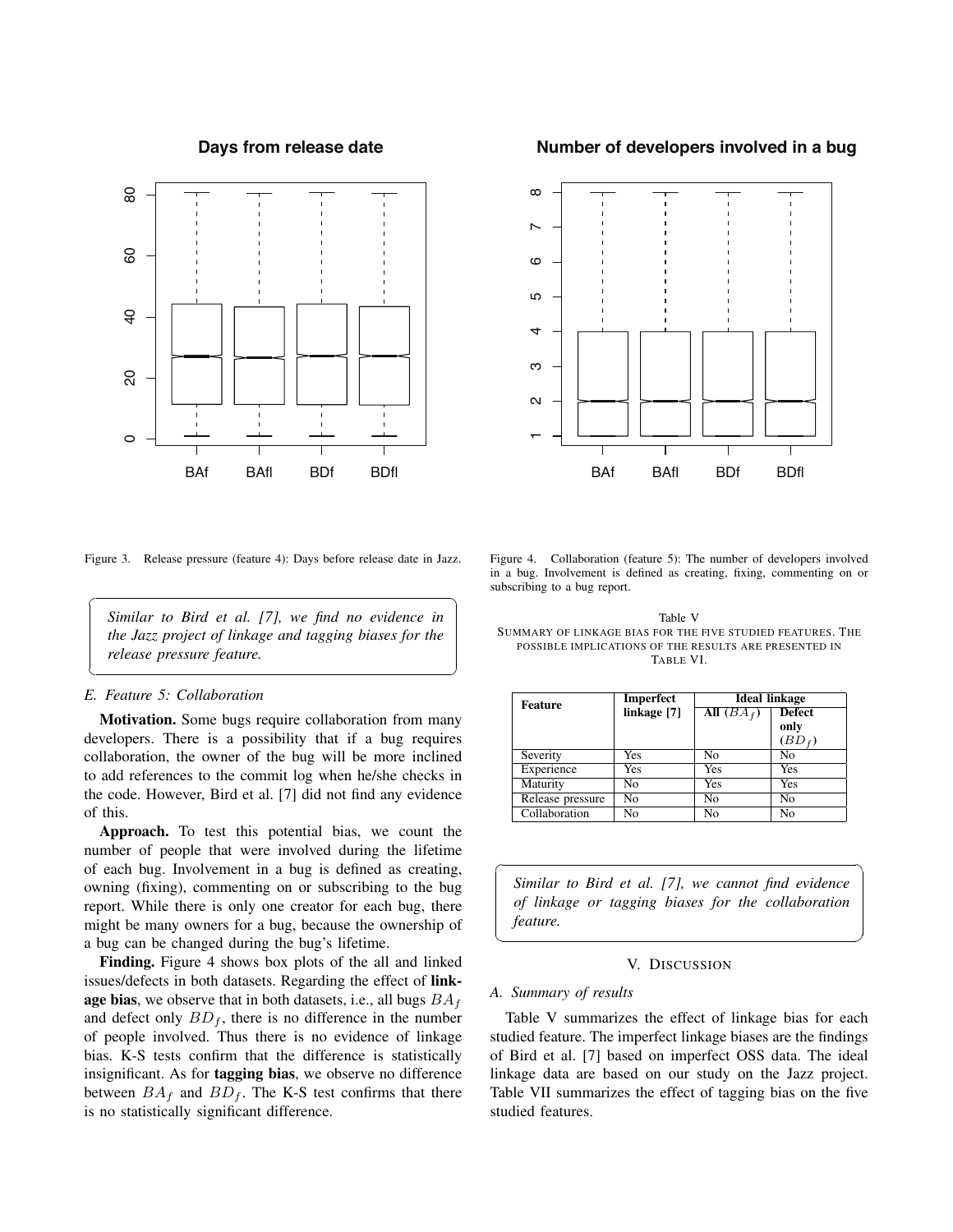Figure 3. Release pressure (feature 4): Days before release date in Jazz.

> *Similar to Bird et al. [7], we find no evidence in the Jazz project of linkage and tagging biases for the release pressure feature.*

### *E. Feature 5: Collaboration*

**Motivation.** Some bugs require collaboration from many developers. There is a possibility that if a bug requires collaboration, the owner of the bug will be more inclined to add references to the commit log when he/she checks in the code. However, Bird et al. [7] did not find any evidence of this.

**Approach.** To test this potential bias, we count the number of people that were involved during the lifetime of each bug. Involvement in a bug is defined as creating, owning (fixing), commenting on or subscribing to the bug report. While there is only one creator for each bug, there might be many owners for a bug, because the ownership of a bug can be changed during the bug's lifetime.

**Finding.** Figure 4 shows box plots of the all and linked issues/defects in both datasets. Regarding the effect of **linkage bias**, we observe that in both datasets, i.e., all bugs $BA_f$ and defect only $BD_f$, there is no difference in the number of people involved. Thus there is no evidence of linkage bias. K-S tests confirm that the difference is statistically insignificant. As for **tagging bias**, we observe no difference between $BA_f$ and $BD_f$. The K-S test confirms that there is no statistically significant difference.

Figure 4. Collaboration (feature 5): The number of developers involved in a bug. Involvement is defined as creating, fixing, commenting on or subscribing to a bug report.

Table V
SUMMARY OF LINKAGE BIAS FOR THE FIVE STUDIED FEATURES. THE POSSIBLE IMPLICATIONS OF THE RESULTS ARE PRESENTED IN TABLE VI.

| **Feature** | **Imperfect linkage [7]** | **Ideal linkage** | |
|---|---|---|---|
| | | **All ($BA_f$)** | **Defect only ($BD_f$)** |
| Severity | Yes | No | No |
| Experience | Yes | Yes | Yes |
| Maturity | No | Yes | Yes |
| Release pressure | No | No | No |
| Collaboration | No | No | No |

> *Similar to Bird et al. [7], we cannot find evidence of linkage or tagging biases for the collaboration feature.*

## V. Discussion

### *A. Summary of results*

Table V summarizes the effect of linkage bias for each studied feature. The imperfect linkage biases are the findings of Bird et al. [7] based on imperfect OSS data. The ideal linkage data are based on our study on the Jazz project. Table VII summarizes the effect of tagging bias on the five studied features.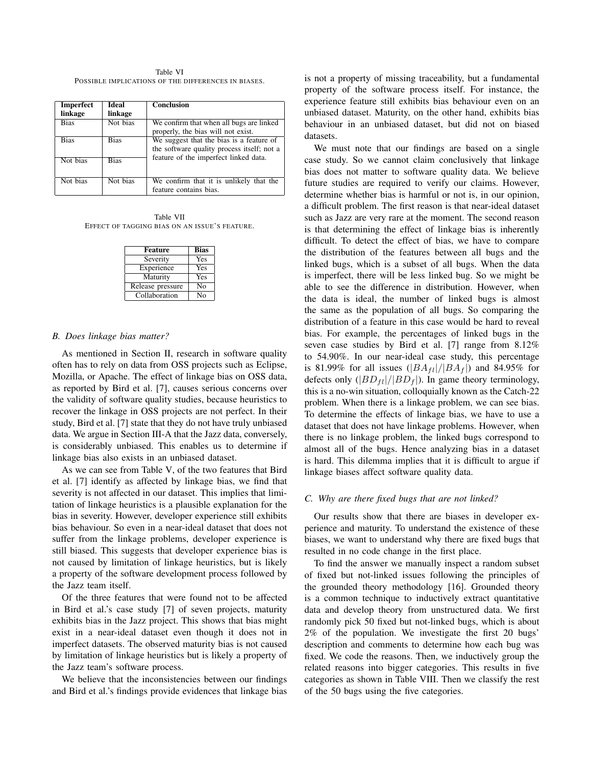Table VI
POSSIBLE IMPLICATIONS OF THE DIFFERENCES IN BIASES.

| Imperfect linkage | Ideal linkage | Conclusion |
| --- | --- | --- |
| Bias | Not bias | We confirm that when all bugs are linked properly, the bias will not exist. |
| Bias | Bias | We suggest that the bias is a feature of the software quality process itself; not a feature of the imperfect linked data. |
| Not bias | Bias | |
| Not bias | Not bias | We confirm that it is unlikely that the feature contains bias. |

Table VII
EFFECT OF TAGGING BIAS ON AN ISSUE'S FEATURE.

| Feature | Bias |
| --- | --- |
| Severity | Yes |
| Experience | Yes |
| Maturity | Yes |
| Release pressure | No |
| Collaboration | No |

### *B. Does linkage bias matter?*

As mentioned in Section II, research in software quality often has to rely on data from OSS projects such as Eclipse, Mozilla, or Apache. The effect of linkage bias on OSS data, as reported by Bird et al. [7], causes serious concerns over the validity of software quality studies, because heuristics to recover the linkage in OSS projects are not perfect. In their study, Bird et al. [7] state that they do not have truly unbiased data. We argue in Section III-A that the Jazz data, conversely, is considerably unbiased. This enables us to determine if linkage bias also exists in an unbiased dataset.

As we can see from Table V, of the two features that Bird et al. [7] identify as affected by linkage bias, we find that severity is not affected in our dataset. This implies that limitation of linkage heuristics is a plausible explanation for the bias in severity. However, developer experience still exhibits bias behaviour. So even in a near-ideal dataset that does not suffer from the linkage problems, developer experience is still biased. This suggests that developer experience bias is not caused by limitation of linkage heuristics, but is likely a property of the software development process followed by the Jazz team itself.

Of the three features that were found not to be affected in Bird et al.'s case study [7] of seven projects, maturity exhibits bias in the Jazz project. This shows that bias might exist in a near-ideal dataset even though it does not in imperfect datasets. The observed maturity bias is not caused by limitation of linkage heuristics but is likely a property of the Jazz team's software process.

We believe that the inconsistencies between our findings and Bird et al.'s findings provide evidences that linkage bias is not a property of missing traceability, but a fundamental property of the software process itself. For instance, the experience feature still exhibits bias behaviour even on an unbiased dataset. Maturity, on the other hand, exhibits bias behaviour in an unbiased dataset, but did not on biased datasets.

We must note that our findings are based on a single case study. So we cannot claim conclusively that linkage bias does not matter to software quality data. We believe future studies are required to verify our claims. However, determine whether bias is harmful or not is, in our opinion, a difficult problem. The first reason is that near-ideal dataset such as Jazz are very rare at the moment. The second reason is that determining the effect of linkage bias is inherently difficult. To detect the effect of bias, we have to compare the distribution of the features between all bugs and the linked bugs, which is a subset of all bugs. When the data is imperfect, there will be less linked bug. So we might be able to see the difference in distribution. However, when the data is ideal, the number of linked bugs is almost the same as the population of all bugs. So comparing the distribution of a feature in this case would be hard to reveal bias. For example, the percentages of linked bugs in the seven case studies by Bird et al. [7] range from 8.12% to 54.90%. In our near-ideal case study, this percentage is 81.99% for all issues ($|BA_{fl}|/|BA_f|$) and 84.95% for defects only ($|BD_{fl}|/|BD_f|$). In game theory terminology, this is a no-win situation, colloquially known as the Catch-22 problem. When there is a linkage problem, we can see bias. To determine the effects of linkage bias, we have to use a dataset that does not have linkage problems. However, when there is no linkage problem, the linked bugs correspond to almost all of the bugs. Hence analyzing bias in a dataset is hard. This dilemma implies that it is difficult to argue if linkage biases affect software quality data.

### *C. Why are there fixed bugs that are not linked?*

Our results show that there are biases in developer experience and maturity. To understand the existence of these biases, we want to understand why there are fixed bugs that resulted in no code change in the first place.

To find the answer we manually inspect a random subset of fixed but not-linked issues following the principles of the grounded theory methodology [16]. Grounded theory is a common technique to inductively extract quantitative data and develop theory from unstructured data. We first randomly pick 50 fixed but not-linked bugs, which is about 2% of the population. We investigate the first 20 bugs' description and comments to determine how each bug was fixed. We code the reasons. Then, we inductively group the related reasons into bigger categories. This results in five categories as shown in Table VIII. Then we classify the rest of the 50 bugs using the five categories.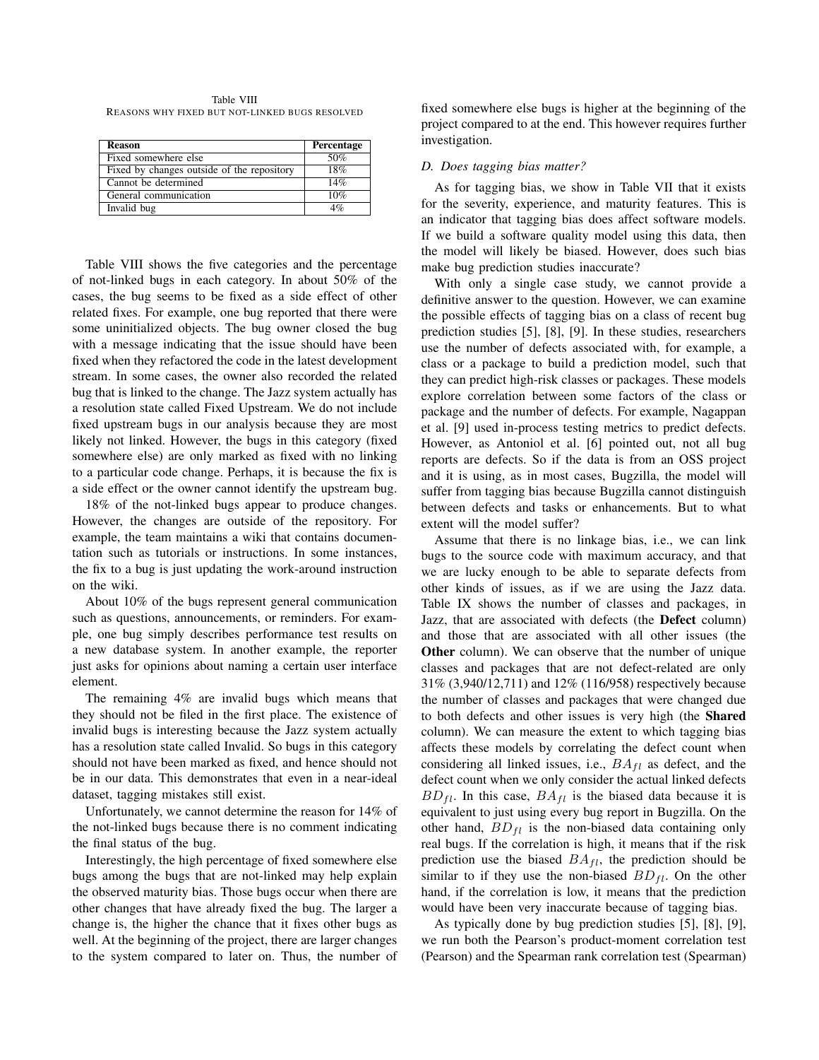Table VIII
REASONS WHY FIXED BUT NOT-LINKED BUGS RESOLVED

| Reason | Percentage |
|---|---|
| Fixed somewhere else | 50% |
| Fixed by changes outside of the repository | 18% |
| Cannot be determined | 14% |
| General communication | 10% |
| Invalid bug | 4% |

Table VIII shows the five categories and the percentage of not-linked bugs in each category. In about 50% of the cases, the bug seems to be fixed as a side effect of other related fixes. For example, one bug reported that there were some uninitialized objects. The bug owner closed the bug with a message indicating that the issue should have been fixed when they refactored the code in the latest development stream. In some cases, the owner also recorded the related bug that is linked to the change. The Jazz system actually has a resolution state called Fixed Upstream. We do not include fixed upstream bugs in our analysis because they are most likely not linked. However, the bugs in this category (fixed somewhere else) are only marked as fixed with no linking to a particular code change. Perhaps, it is because the fix is a side effect or the owner cannot identify the upstream bug.

18% of the not-linked bugs appear to produce changes. However, the changes are outside of the repository. For example, the team maintains a wiki that contains documentation such as tutorials or instructions. In some instances, the fix to a bug is just updating the work-around instruction on the wiki.

About 10% of the bugs represent general communication such as questions, announcements, or reminders. For example, one bug simply describes performance test results on a new database system. In another example, the reporter just asks for opinions about naming a certain user interface element.

The remaining 4% are invalid bugs which means that they should not be filed in the first place. The existence of invalid bugs is interesting because the Jazz system actually has a resolution state called Invalid. So bugs in this category should not have been marked as fixed, and hence should not be in our data. This demonstrates that even in a near-ideal dataset, tagging mistakes still exist.

Unfortunately, we cannot determine the reason for 14% of the not-linked bugs because there is no comment indicating the final status of the bug.

Interestingly, the high percentage of fixed somewhere else bugs among the bugs that are not-linked may help explain the observed maturity bias. Those bugs occur when there are other changes that have already fixed the bug. The larger a change is, the higher the chance that it fixes other bugs as well. At the beginning of the project, there are larger changes to the system compared to later on. Thus, the number of fixed somewhere else bugs is higher at the beginning of the project compared to at the end. This however requires further investigation.

### D. Does tagging bias matter?

As for tagging bias, we show in Table VII that it exists for the severity, experience, and maturity features. This is an indicator that tagging bias does affect software models. If we build a software quality model using this data, then the model will likely be biased. However, does such bias make bug prediction studies inaccurate?

With only a single case study, we cannot provide a definitive answer to the question. However, we can examine the possible effects of tagging bias on a class of recent bug prediction studies [5], [8], [9]. In these studies, researchers use the number of defects associated with, for example, a class or a package to build a prediction model, such that they can predict high-risk classes or packages. These models explore correlation between some factors of the class or package and the number of defects. For example, Nagappan et al. [9] used in-process testing metrics to predict defects. However, as Antoniol et al. [6] pointed out, not all bug reports are defects. So if the data is from an OSS project and it is using, as in most cases, Bugzilla, the model will suffer from tagging bias because Bugzilla cannot distinguish between defects and tasks or enhancements. But to what extent will the model suffer?

Assume that there is no linkage bias, i.e., we can link bugs to the source code with maximum accuracy, and that we are lucky enough to be able to separate defects from other kinds of issues, as if we are using the Jazz data. Table IX shows the number of classes and packages, in Jazz, that are associated with defects (the **Defect** column) and those that are associated with all other issues (the **Other** column). We can observe that the number of unique classes and packages that are not defect-related are only 31% (3,940/12,711) and 12% (116/958) respectively because the number of classes and packages that were changed due to both defects and other issues is very high (the **Shared** column). We can measure the extent to which tagging bias affects these models by correlating the defect count when considering all linked issues, i.e., $BA_{fl}$ as defect, and the defect count when we only consider the actual linked defects $BD_{fl}$. In this case, $BA_{fl}$ is the biased data because it is equivalent to just using every bug report in Bugzilla. On the other hand, $BD_{fl}$ is the non-biased data containing only real bugs. If the correlation is high, it means that if the risk prediction use the biased $BA_{fl}$, the prediction should be similar to if they use the non-biased $BD_{fl}$. On the other hand, if the correlation is low, it means that the prediction would have been very inaccurate because of tagging bias.

As typically done by bug prediction studies [5], [8], [9], we run both the Pearson's product-moment correlation test (Pearson) and the Spearman rank correlation test (Spearman)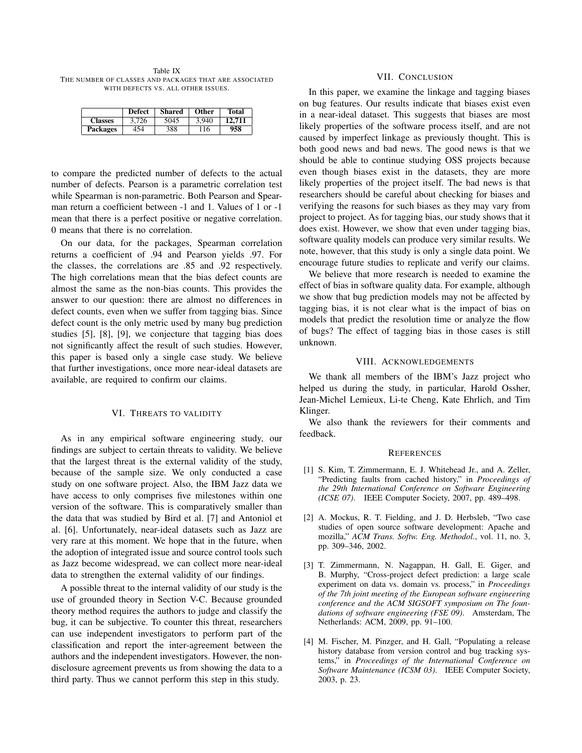Table IX
THE NUMBER OF CLASSES AND PACKAGES THAT ARE ASSOCIATED WITH DEFECTS VS. ALL OTHER ISSUES.

| | **Defect** | **Shared** | **Other** | **Total** |
|---|---|---|---|---|
| **Classes** | 3,726 | 5045 | 3,940 | **12,711** |
| **Packages** | 454 | 388 | 116 | **958** |

to compare the predicted number of defects to the actual number of defects. Pearson is a parametric correlation test while Spearman is non-parametric. Both Pearson and Spearman return a coefficient between -1 and 1. Values of 1 or -1 mean that there is a perfect positive or negative correlation. 0 means that there is no correlation.

On our data, for the packages, Spearman correlation returns a coefficient of .94 and Pearson yields .97. For the classes, the correlations are .85 and .92 respectively. The high correlations mean that the bias defect counts are almost the same as the non-bias counts. This provides the answer to our question: there are almost no differences in defect counts, even when we suffer from tagging bias. Since defect count is the only metric used by many bug prediction studies [5], [8], [9], we conjecture that tagging bias does not significantly affect the result of such studies. However, this paper is based only a single case study. We believe that further investigations, once more near-ideal datasets are available, are required to confirm our claims.

## VI. THREATS TO VALIDITY

As in any empirical software engineering study, our findings are subject to certain threats to validity. We believe that the largest threat is the external validity of the study, because of the sample size. We only conducted a case study on one software project. Also, the IBM Jazz data we have access to only comprises five milestones within one version of the software. This is comparatively smaller than the data that was studied by Bird et al. [7] and Antoniol et al. [6]. Unfortunately, near-ideal datasets such as Jazz are very rare at this moment. We hope that in the future, when the adoption of integrated issue and source control tools such as Jazz become widespread, we can collect more near-ideal data to strengthen the external validity of our findings.

A possible threat to the internal validity of our study is the use of grounded theory in Section V-C. Because grounded theory method requires the authors to judge and classify the bug, it can be subjective. To counter this threat, researchers can use independent investigators to perform part of the classification and report the inter-agreement between the authors and the independent investigators. However, the non-disclosure agreement prevents us from showing the data to a third party. Thus we cannot perform this step in this study.

## VII. CONCLUSION

In this paper, we examine the linkage and tagging biases on bug features. Our results indicate that biases exist even in a near-ideal dataset. This suggests that biases are most likely properties of the software process itself, and are not caused by imperfect linkage as previously thought. This is both good news and bad news. The good news is that we should be able to continue studying OSS projects because even though biases exist in the datasets, they are more likely properties of the project itself. The bad news is that researchers should be careful about checking for biases and verifying the reasons for such biases as they may vary from project to project. As for tagging bias, our study shows that it does exist. However, we show that even under tagging bias, software quality models can produce very similar results. We note, however, that this study is only a single data point. We encourage future studies to replicate and verify our claims.

We believe that more research is needed to examine the effect of bias in software quality data. For example, although we show that bug prediction models may not be affected by tagging bias, it is not clear what is the impact of bias on models that predict the resolution time or analyze the flow of bugs? The effect of tagging bias in those cases is still unknown.

## VIII. ACKNOWLEDGEMENTS

We thank all members of the IBM's Jazz project who helped us during the study, in particular, Harold Ossher, Jean-Michel Lemieux, Li-te Cheng, Kate Ehrlich, and Tim Klinger.

We also thank the reviewers for their comments and feedback.

## REFERENCES

[1] S. Kim, T. Zimmermann, E. J. Whitehead Jr., and A. Zeller, "Predicting faults from cached history," in *Proceedings of the 29th International Conference on Software Engineering (ICSE 07)*. IEEE Computer Society, 2007, pp. 489–498.

[2] A. Mockus, R. T. Fielding, and J. D. Herbsleb, "Two case studies of open source software development: Apache and mozilla," *ACM Trans. Softw. Eng. Methodol.*, vol. 11, no. 3, pp. 309–346, 2002.

[3] T. Zimmermann, N. Nagappan, H. Gall, E. Giger, and B. Murphy, "Cross-project defect prediction: a large scale experiment on data vs. domain vs. process," in *Proceedings of the 7th joint meeting of the European software engineering conference and the ACM SIGSOFT symposium on The foundations of software engineering (FSE 09)*. Amsterdam, The Netherlands: ACM, 2009, pp. 91–100.

[4] M. Fischer, M. Pinzger, and H. Gall, "Populating a release history database from version control and bug tracking systems," in *Proceedings of the International Conference on Software Maintenance (ICSM 03)*. IEEE Computer Society, 2003, p. 23.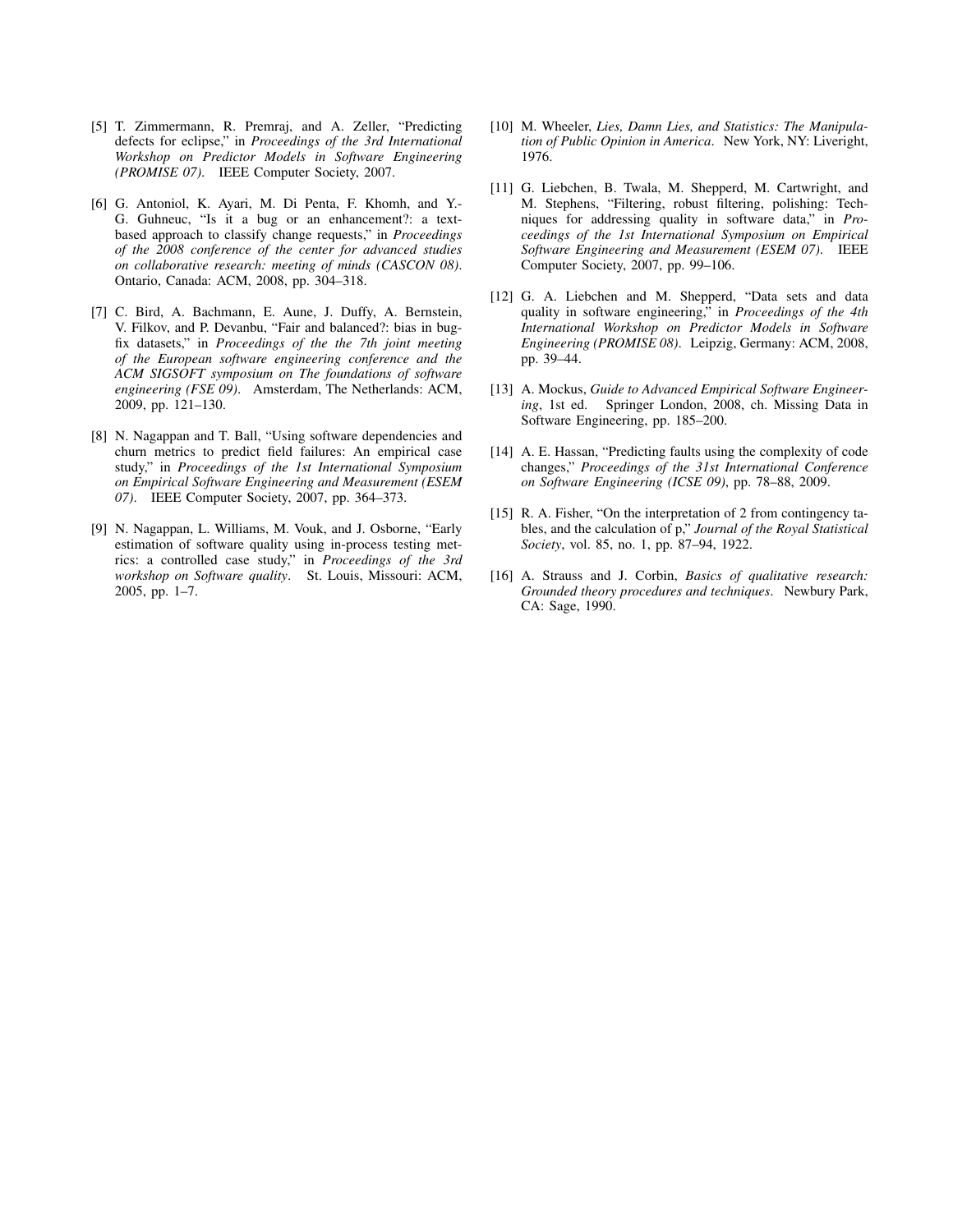[5] T. Zimmermann, R. Premraj, and A. Zeller, "Predicting defects for eclipse," in *Proceedings of the 3rd International Workshop on Predictor Models in Software Engineering (PROMISE 07)*. IEEE Computer Society, 2007.

[6] G. Antoniol, K. Ayari, M. Di Penta, F. Khomh, and Y.-G. Guhneuc, "Is it a bug or an enhancement?: a text-based approach to classify change requests," in *Proceedings of the 2008 conference of the center for advanced studies on collaborative research: meeting of minds (CASCON 08)*. Ontario, Canada: ACM, 2008, pp. 304–318.

[7] C. Bird, A. Bachmann, E. Aune, J. Duffy, A. Bernstein, V. Filkov, and P. Devanbu, "Fair and balanced?: bias in bug-fix datasets," in *Proceedings of the the 7th joint meeting of the European software engineering conference and the ACM SIGSOFT symposium on The foundations of software engineering (FSE 09)*. Amsterdam, The Netherlands: ACM, 2009, pp. 121–130.

[8] N. Nagappan and T. Ball, "Using software dependencies and churn metrics to predict field failures: An empirical case study," in *Proceedings of the 1st International Symposium on Empirical Software Engineering and Measurement (ESEM 07)*. IEEE Computer Society, 2007, pp. 364–373.

[9] N. Nagappan, L. Williams, M. Vouk, and J. Osborne, "Early estimation of software quality using in-process testing metrics: a controlled case study," in *Proceedings of the 3rd workshop on Software quality*. St. Louis, Missouri: ACM, 2005, pp. 1–7.

[10] M. Wheeler, *Lies, Damn Lies, and Statistics: The Manipulation of Public Opinion in America*. New York, NY: Liveright, 1976.

[11] G. Liebchen, B. Twala, M. Shepperd, M. Cartwright, and M. Stephens, "Filtering, robust filtering, polishing: Techniques for addressing quality in software data," in *Proceedings of the 1st International Symposium on Empirical Software Engineering and Measurement (ESEM 07)*. IEEE Computer Society, 2007, pp. 99–106.

[12] G. A. Liebchen and M. Shepperd, "Data sets and data quality in software engineering," in *Proceedings of the 4th International Workshop on Predictor Models in Software Engineering (PROMISE 08)*. Leipzig, Germany: ACM, 2008, pp. 39–44.

[13] A. Mockus, *Guide to Advanced Empirical Software Engineering*, 1st ed. Springer London, 2008, ch. Missing Data in Software Engineering, pp. 185–200.

[14] A. E. Hassan, "Predicting faults using the complexity of code changes," *Proceedings of the 31st International Conference on Software Engineering (ICSE 09)*, pp. 78–88, 2009.

[15] R. A. Fisher, "On the interpretation of 2 from contingency tables, and the calculation of p," *Journal of the Royal Statistical Society*, vol. 85, no. 1, pp. 87–94, 1922.

[16] A. Strauss and J. Corbin, *Basics of qualitative research: Grounded theory procedures and techniques*. Newbury Park, CA: Sage, 1990.